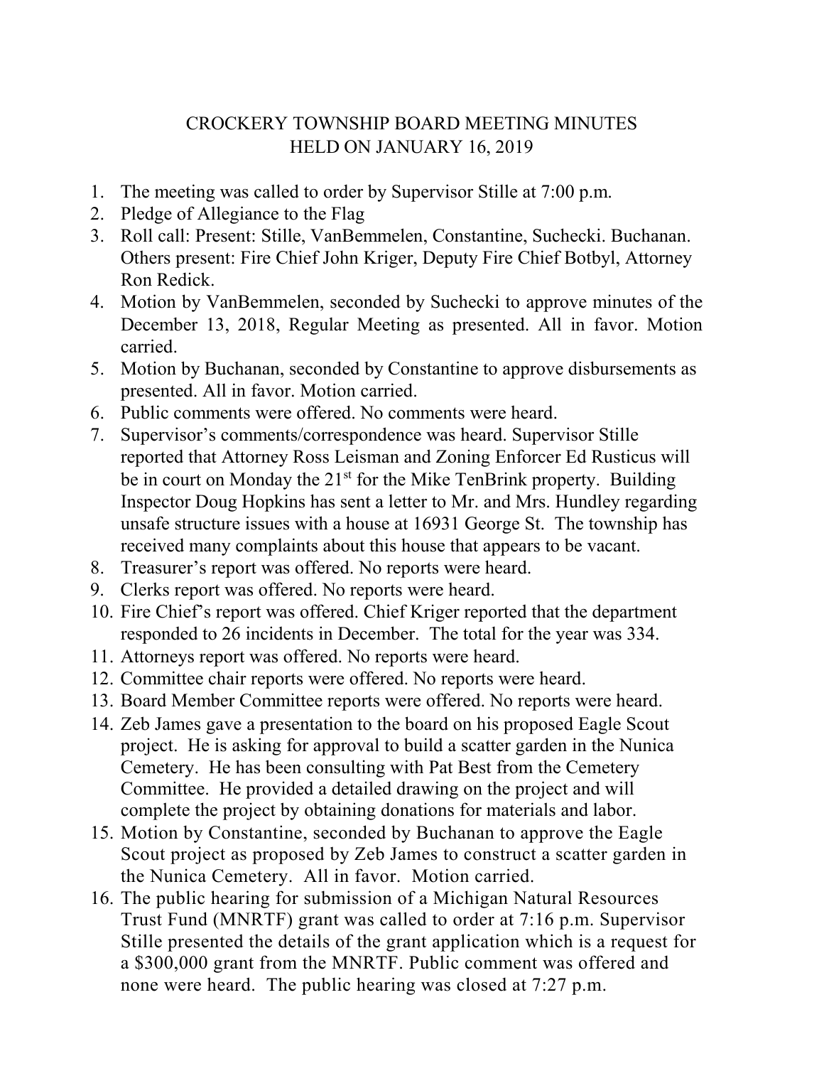# CROCKERY TOWNSHIP BOARD MEETING MINUTES
## HELD ON JANUARY 16, 2019

1. The meeting was called to order by Supervisor Stille at 7:00 p.m.
2. Pledge of Allegiance to the Flag
3. Roll call: Present: Stille, VanBemmelen, Constantine, Suchecki. Buchanan. Others present: Fire Chief John Kriger, Deputy Fire Chief Botbyl, Attorney Ron Redick.
4. Motion by VanBemmelen, seconded by Suchecki to approve minutes of the December 13, 2018, Regular Meeting as presented. All in favor. Motion carried.
5. Motion by Buchanan, seconded by Constantine to approve disbursements as presented. All in favor. Motion carried.
6. Public comments were offered. No comments were heard.
7. Supervisor's comments/correspondence was heard. Supervisor Stille reported that Attorney Ross Leisman and Zoning Enforcer Ed Rusticus will be in court on Monday the 21st for the Mike TenBrink property. Building Inspector Doug Hopkins has sent a letter to Mr. and Mrs. Hundley regarding unsafe structure issues with a house at 16931 George St. The township has received many complaints about this house that appears to be vacant.
8. Treasurer's report was offered. No reports were heard.
9. Clerks report was offered. No reports were heard.
10. Fire Chief's report was offered. Chief Kriger reported that the department responded to 26 incidents in December. The total for the year was 334.
11. Attorneys report was offered. No reports were heard.
12. Committee chair reports were offered. No reports were heard.
13. Board Member Committee reports were offered. No reports were heard.
14. Zeb James gave a presentation to the board on his proposed Eagle Scout project. He is asking for approval to build a scatter garden in the Nunica Cemetery. He has been consulting with Pat Best from the Cemetery Committee. He provided a detailed drawing on the project and will complete the project by obtaining donations for materials and labor.
15. Motion by Constantine, seconded by Buchanan to approve the Eagle Scout project as proposed by Zeb James to construct a scatter garden in the Nunica Cemetery. All in favor. Motion carried.
16. The public hearing for submission of a Michigan Natural Resources Trust Fund (MNRTF) grant was called to order at 7:16 p.m. Supervisor Stille presented the details of the grant application which is a request for a $300,000 grant from the MNRTF. Public comment was offered and none were heard. The public hearing was closed at 7:27 p.m.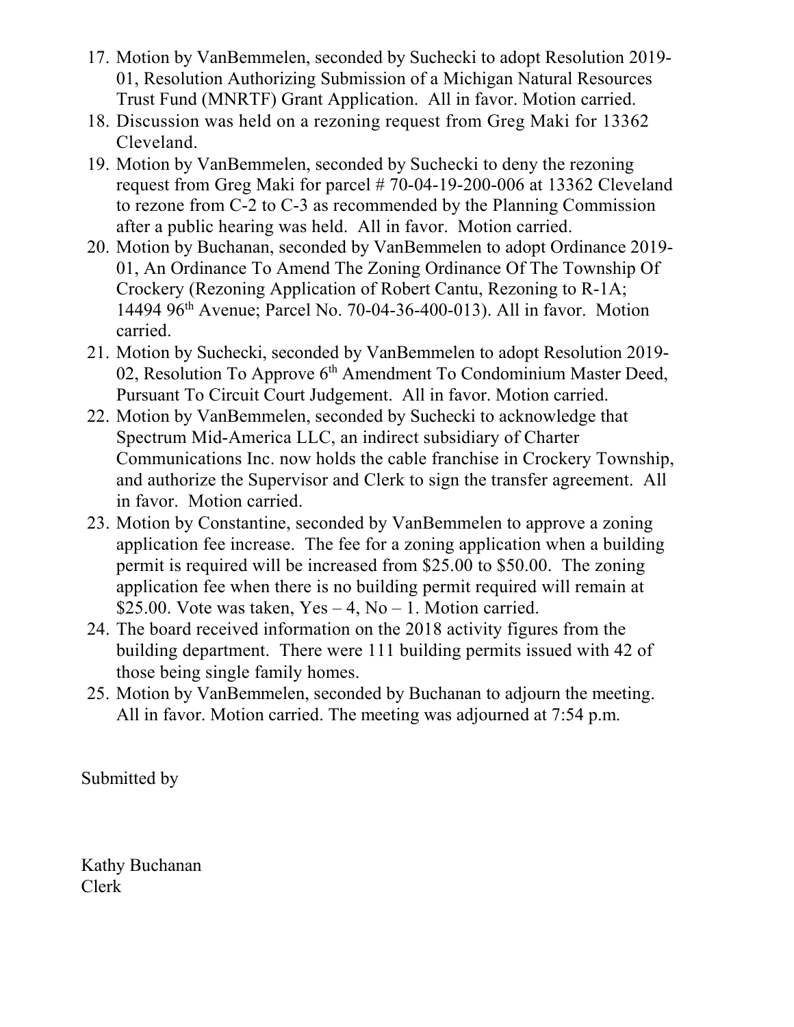17. Motion by VanBemmelen, seconded by Suchecki to adopt Resolution 2019-01, Resolution Authorizing Submission of a Michigan Natural Resources Trust Fund (MNRTF) Grant Application. All in favor. Motion carried.
18. Discussion was held on a rezoning request from Greg Maki for 13362 Cleveland.
19. Motion by VanBemmelen, seconded by Suchecki to deny the rezoning request from Greg Maki for parcel # 70-04-19-200-006 at 13362 Cleveland to rezone from C-2 to C-3 as recommended by the Planning Commission after a public hearing was held. All in favor. Motion carried.
20. Motion by Buchanan, seconded by VanBemmelen to adopt Ordinance 2019-01, An Ordinance To Amend The Zoning Ordinance Of The Township Of Crockery (Rezoning Application of Robert Cantu, Rezoning to R-1A; 14494 96th Avenue; Parcel No. 70-04-36-400-013). All in favor. Motion carried.
21. Motion by Suchecki, seconded by VanBemmelen to adopt Resolution 2019-02, Resolution To Approve 6th Amendment To Condominium Master Deed, Pursuant To Circuit Court Judgement. All in favor. Motion carried.
22. Motion by VanBemmelen, seconded by Suchecki to acknowledge that Spectrum Mid-America LLC, an indirect subsidiary of Charter Communications Inc. now holds the cable franchise in Crockery Township, and authorize the Supervisor and Clerk to sign the transfer agreement. All in favor. Motion carried.
23. Motion by Constantine, seconded by VanBemmelen to approve a zoning application fee increase. The fee for a zoning application when a building permit is required will be increased from $25.00 to $50.00. The zoning application fee when there is no building permit required will remain at $25.00. Vote was taken, Yes – 4, No – 1. Motion carried.
24. The board received information on the 2018 activity figures from the building department. There were 111 building permits issued with 42 of those being single family homes.
25. Motion by VanBemmelen, seconded by Buchanan to adjourn the meeting. All in favor. Motion carried. The meeting was adjourned at 7:54 p.m.

Submitted by

Kathy Buchanan
Clerk